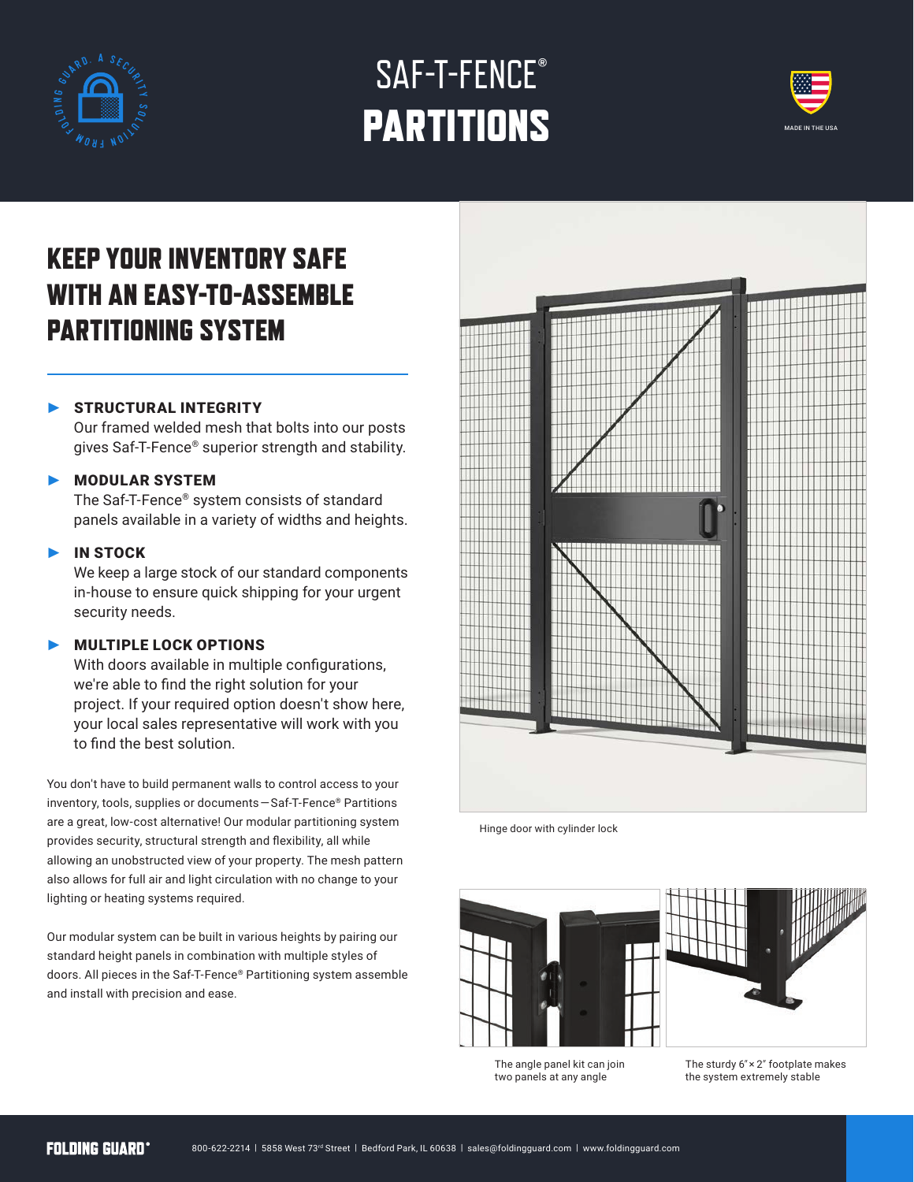# SAF-T-FENCE® PARTITIONS

MADE IN THE USA

## KEEP YOUR INVENTORY SAFE WITH AN EASY-TO-ASSEMBLE PARTITIONING SYSTEM

- **STRUCTURAL INTEGRITY**
  Our framed welded mesh that bolts into our posts gives Saf-T-Fence® superior strength and stability.
- **MODULAR SYSTEM**
  The Saf-T-Fence® system consists of standard panels available in a variety of widths and heights.
- **IN STOCK**
  We keep a large stock of our standard components in-house to ensure quick shipping for your urgent security needs.
- **MULTIPLE LOCK OPTIONS**
  With doors available in multiple configurations, we're able to find the right solution for your project. If your required option doesn't show here, your local sales representative will work with you to find the best solution.

You don't have to build permanent walls to control access to your inventory, tools, supplies or documents—Saf-T-Fence® Partitions are a great, low-cost alternative! Our modular partitioning system provides security, structural strength and flexibility, all while allowing an unobstructed view of your property. The mesh pattern also allows for full air and light circulation with no change to your lighting or heating systems required.

Our modular system can be built in various heights by pairing our standard height panels in combination with multiple styles of doors. All pieces in the Saf-T-Fence® Partitioning system assemble and install with precision and ease.

Hinge door with cylinder lock

The angle panel kit can join two panels at any angle

The sturdy 6" × 2" footplate makes the system extremely stable

FOLDING GUARD® 800-622-2214 | 5858 West 73rd Street | Bedford Park, IL 60638 | sales@foldingguard.com | www.foldingguard.com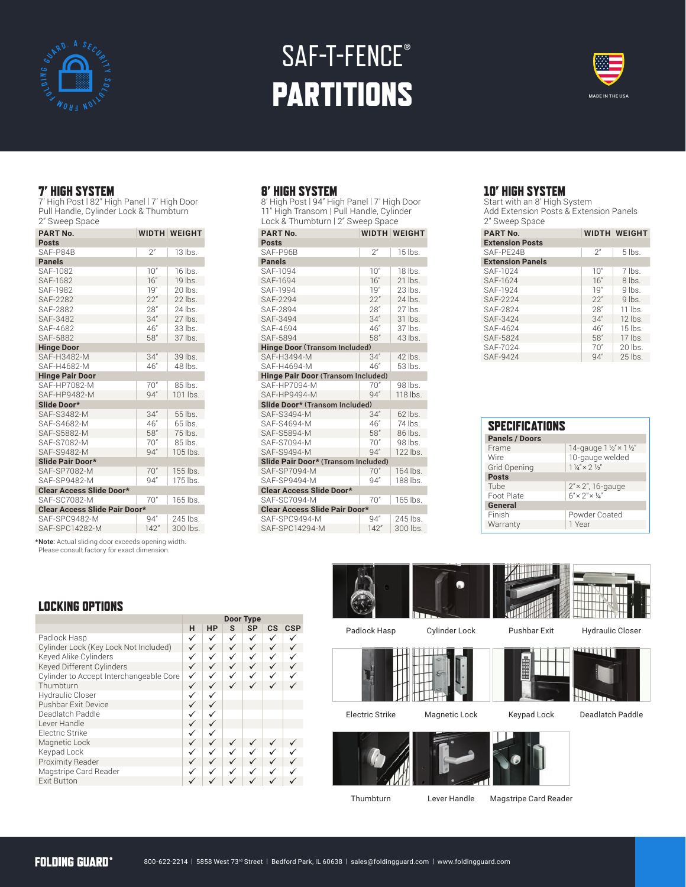# SAF-T-FENCE®
# PARTITIONS

MADE IN THE USA

## 7' HIGH SYSTEM

7' High Post | 82" High Panel | 7' High Door
Pull Handle, Cylinder Lock & Thumbturn
2" Sweep Space

| PART No. | WIDTH | WEIGHT |
|---|---|---|
| **Posts** | | |
| SAF-P84B | 2" | 13 lbs. |
| **Panels** | | |
| SAF-1082 | 10" | 16 lbs. |
| SAF-1682 | 16" | 19 lbs. |
| SAF-1982 | 19" | 20 lbs. |
| SAF-2282 | 22" | 22 lbs. |
| SAF-2882 | 28" | 24 lbs. |
| SAF-3482 | 34" | 27 lbs. |
| SAF-4682 | 46" | 33 lbs. |
| SAF-5882 | 58" | 37 lbs. |
| **Hinge Door** | | |
| SAF-H3482-M | 34" | 39 lbs. |
| SAF-H4682-M | 46" | 48 lbs. |
| **Hinge Pair Door** | | |
| SAF-HP7082-M | 70" | 85 lbs. |
| SAF-HP9482-M | 94" | 101 lbs. |
| **Slide Door*** | | |
| SAF-S3482-M | 34" | 55 lbs. |
| SAF-S4682-M | 46" | 65 lbs. |
| SAF-S5882-M | 58" | 75 lbs. |
| SAF-S7082-M | 70" | 85 lbs. |
| SAF-S9482-M | 94" | 105 lbs. |
| **Slide Pair Door*** | | |
| SAF-SP7082-M | 70" | 155 lbs. |
| SAF-SP9482-M | 94" | 175 lbs. |
| **Clear Access Slide Door*** | | |
| SAF-SC7082-M | 70" | 165 lbs. |
| **Clear Access Slide Pair Door*** | | |
| SAF-SPC9482-M | 94" | 245 lbs. |
| SAF-SPC14282-M | 142" | 300 lbs. |

***Note:** Actual sliding door exceeds opening width.
Please consult factory for exact dimension.

## 8' HIGH SYSTEM

8' High Post | 94" High Panel | 7' High Door
11" High Transom | Pull Handle, Cylinder
Lock & Thumbturn | 2" Sweep Space

| PART No. | WIDTH | WEIGHT |
|---|---|---|
| **Posts** | | |
| SAF-P96B | 2" | 15 lbs. |
| **Panels** | | |
| SAF-1094 | 10" | 18 lbs. |
| SAF-1694 | 16" | 21 lbs. |
| SAF-1994 | 19" | 23 lbs. |
| SAF-2294 | 22" | 24 lbs. |
| SAF-2894 | 28" | 27 lbs. |
| SAF-3494 | 34" | 31 lbs. |
| SAF-4694 | 46" | 37 lbs. |
| SAF-5894 | 58" | 43 lbs. |
| **Hinge Door** (Transom Included) | | |
| SAF-H3494-M | 34" | 42 lbs. |
| SAF-H4694-M | 46" | 53 lbs. |
| **Hinge Pair Door** (Transom Included) | | |
| SAF-HP7094-M | 70" | 98 lbs. |
| SAF-HP9494-M | 94" | 118 lbs. |
| **Slide Door*** (Transom Included) | | |
| SAF-S3494-M | 34" | 62 lbs. |
| SAF-S4694-M | 46" | 74 lbs. |
| SAF-S5894-M | 58" | 86 lbs. |
| SAF-S7094-M | 70" | 98 lbs. |
| SAF-S9494-M | 94" | 122 lbs. |
| **Slide Pair Door*** (Transom Included) | | |
| SAF-SP7094-M | 70" | 164 lbs. |
| SAF-SP9494-M | 94" | 188 lbs. |
| **Clear Access Slide Door*** | | |
| SAF-SC7094-M | 70" | 165 lbs. |
| **Clear Access Slide Pair Door*** | | |
| SAF-SPC9494-M | 94" | 245 lbs. |
| SAF-SPC14294-M | 142" | 300 lbs. |

## 10' HIGH SYSTEM

Start with an 8' High System
Add Extension Posts & Extension Panels
2" Sweep Space

| PART No. | WIDTH | WEIGHT |
|---|---|---|
| **Extension Posts** | | |
| SAF-PE24B | 2" | 5 lbs. |
| **Extension Panels** | | |
| SAF-1024 | 10" | 7 lbs. |
| SAF-1624 | 16" | 8 lbs. |
| SAF-1924 | 19" | 9 lbs. |
| SAF-2224 | 22" | 9 lbs. |
| SAF-2824 | 28" | 11 lbs. |
| SAF-3424 | 34" | 12 lbs. |
| SAF-4624 | 46" | 15 lbs. |
| SAF-5824 | 58" | 17 lbs. |
| SAF-7024 | 70" | 20 lbs. |
| SAF-9424 | 94" | 25 lbs. |

## SPECIFICATIONS

| | |
|---|---|
| **Panels / Doors** | |
| Frame | 14-gauge 1 ½" × 1 ½" |
| Wire | 10-gauge welded |
| Grid Opening | 1 ¼" × 2 ½" |
| **Posts** | |
| Tube | 2" × 2", 16-gauge |
| Foot Plate | 6" × 2" × ¼" |
| **General** | |
| Finish | Powder Coated |
| Warranty | 1 Year |

## LOCKING OPTIONS

| | Door Type | | | | | |
|---|---|---|---|---|---|---|
| | H | HP | S | SP | CS | CSP |
| Padlock Hasp | ✓ | ✓ | ✓ | ✓ | ✓ | ✓ |
| Cylinder Lock (Key Lock Not Included) | ✓ | ✓ | ✓ | ✓ | ✓ | ✓ |
| Keyed Alike Cylinders | ✓ | ✓ | ✓ | ✓ | ✓ | ✓ |
| Keyed Different Cylinders | ✓ | ✓ | ✓ | ✓ | ✓ | ✓ |
| Cylinder to Accept Interchangeable Core | ✓ | ✓ | ✓ | ✓ | ✓ | ✓ |
| Thumbturn | ✓ | ✓ | ✓ | ✓ | ✓ | ✓ |
| Hydraulic Closer | ✓ | ✓ | | | | |
| Pushbar Exit Device | ✓ | ✓ | | | | |
| Deadlatch Paddle | ✓ | ✓ | | | | |
| Lever Handle | ✓ | ✓ | | | | |
| Electric Strike | ✓ | ✓ | | | | |
| Magnetic Lock | ✓ | ✓ | ✓ | ✓ | ✓ | ✓ |
| Keypad Lock | ✓ | ✓ | ✓ | ✓ | ✓ | ✓ |
| Proximity Reader | ✓ | ✓ | ✓ | ✓ | ✓ | ✓ |
| Magstripe Card Reader | ✓ | ✓ | ✓ | ✓ | ✓ | ✓ |
| Exit Button | ✓ | ✓ | ✓ | ✓ | ✓ | ✓ |

Padlock Hasp

Cylinder Lock

Pushbar Exit

Hydraulic Closer

Electric Strike

Magnetic Lock

Keypad Lock

Deadlatch Paddle

Thumbturn

Lever Handle

Magstripe Card Reader

FOLDING GUARD® 800-622-2214 | 5858 West 73rd Street | Bedford Park, IL 60638 | sales@foldingguard.com | www.foldingguard.com